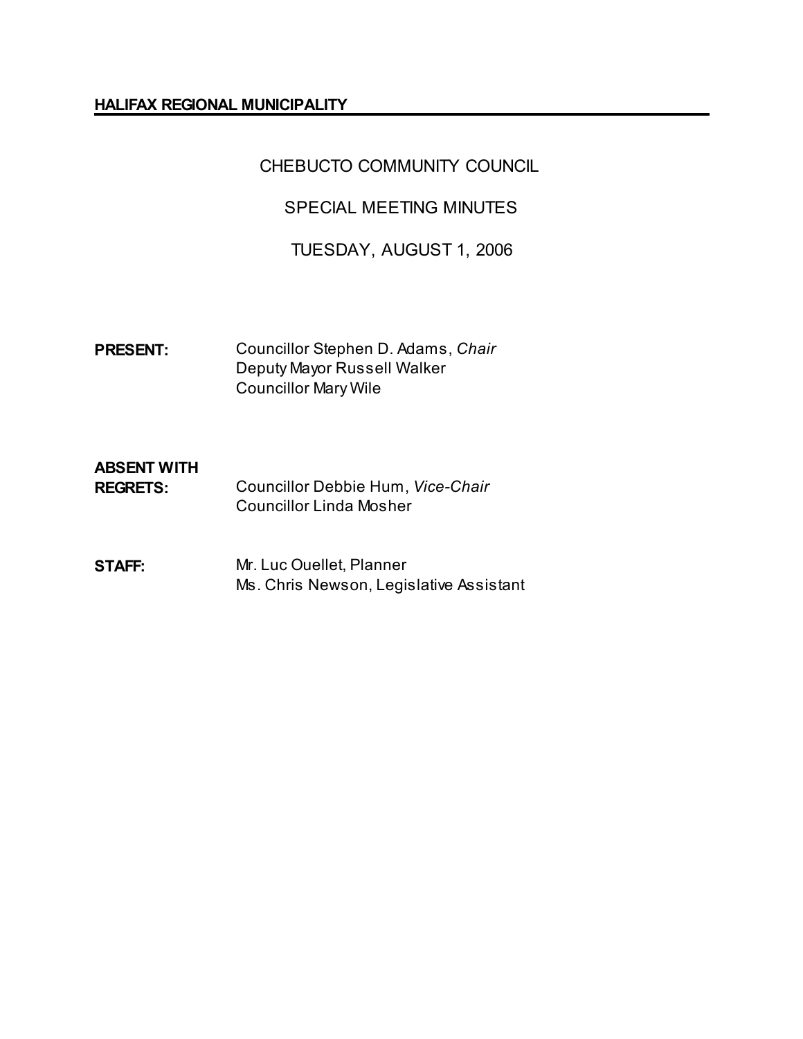**HALIFAX REGIONAL MUNICIPALITY**

# CHEBUCTO COMMUNITY COUNCIL

## SPECIAL MEETING MINUTES

## TUESDAY, AUGUST 1, 2006

**PRESENT:** Councillor Stephen D. Adams, *Chair*
Deputy Mayor Russell Walker
Councillor Mary Wile

**ABSENT WITH REGRETS:** Councillor Debbie Hum, *Vice-Chair*
Councillor Linda Mosher

**STAFF:** Mr. Luc Ouellet, Planner
Ms. Chris Newson, Legislative Assistant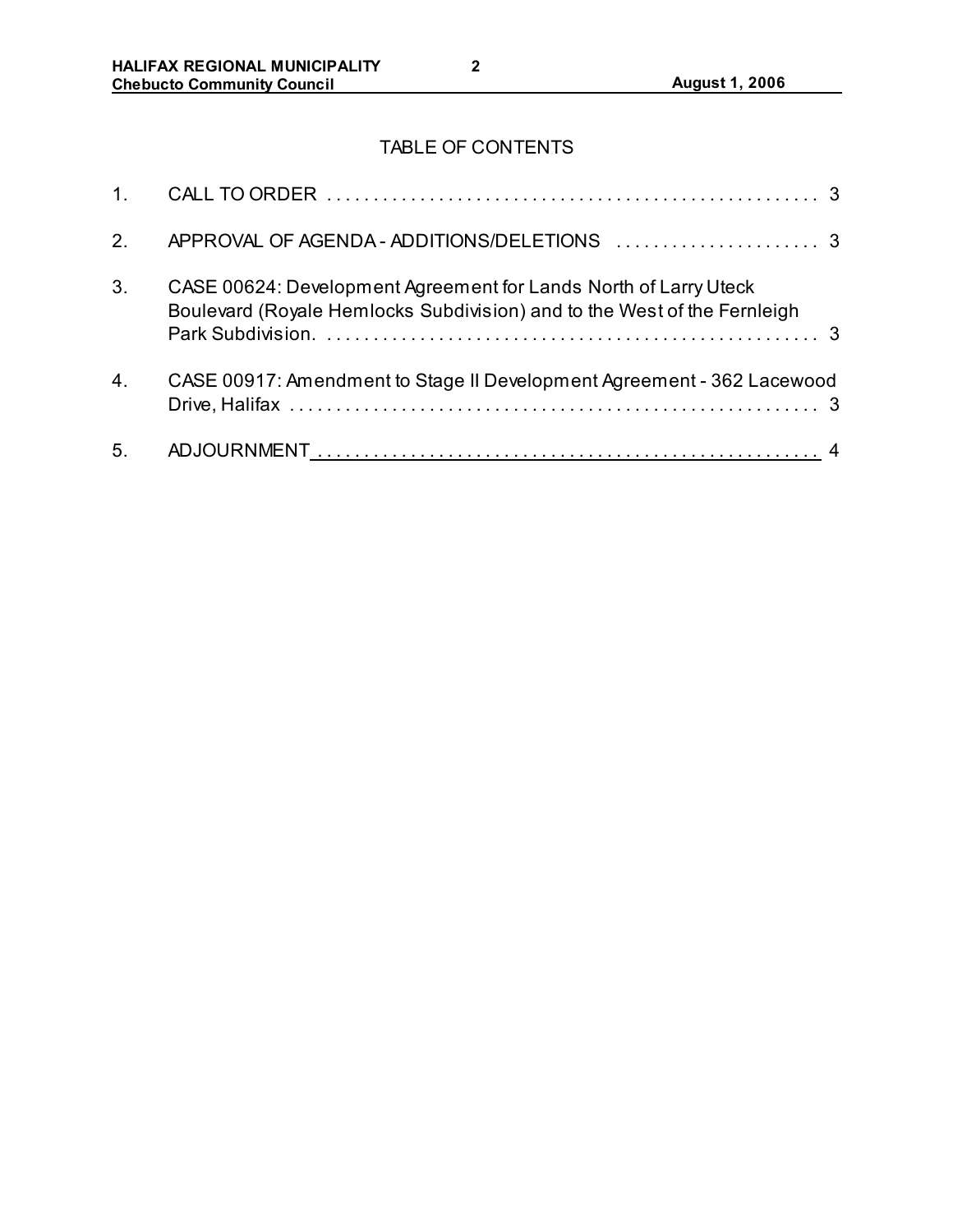## TABLE OF CONTENTS

1. CALL TO ORDER . . . . . . . . . . . . . . . . . . . . . . . . . . . . . . . . . . . . . . . . . . . . . . . . . . . 3
2. APPROVAL OF AGENDA - ADDITIONS/DELETIONS . . . . . . . . . . . . . . . . . . . . . . 3
3. CASE 00624: Development Agreement for Lands North of Larry Uteck Boulevard (Royale Hemlocks Subdivision) and to the West of the Fernleigh Park Subdivision. . . . . . . . . . . . . . . . . . . . . . . . . . . . . . . . . . . . . . . . . . . . . . . . . . . . . 3
4. CASE 00917: Amendment to Stage II Development Agreement - 362 Lacewood Drive, Halifax . . . . . . . . . . . . . . . . . . . . . . . . . . . . . . . . . . . . . . . . . . . . . . . . . . . . . 3
5. ADJOURNMENT . . . . . . . . . . . . . . . . . . . . . . . . . . . . . . . . . . . . . . . . . . . . . . . . . . . . . 4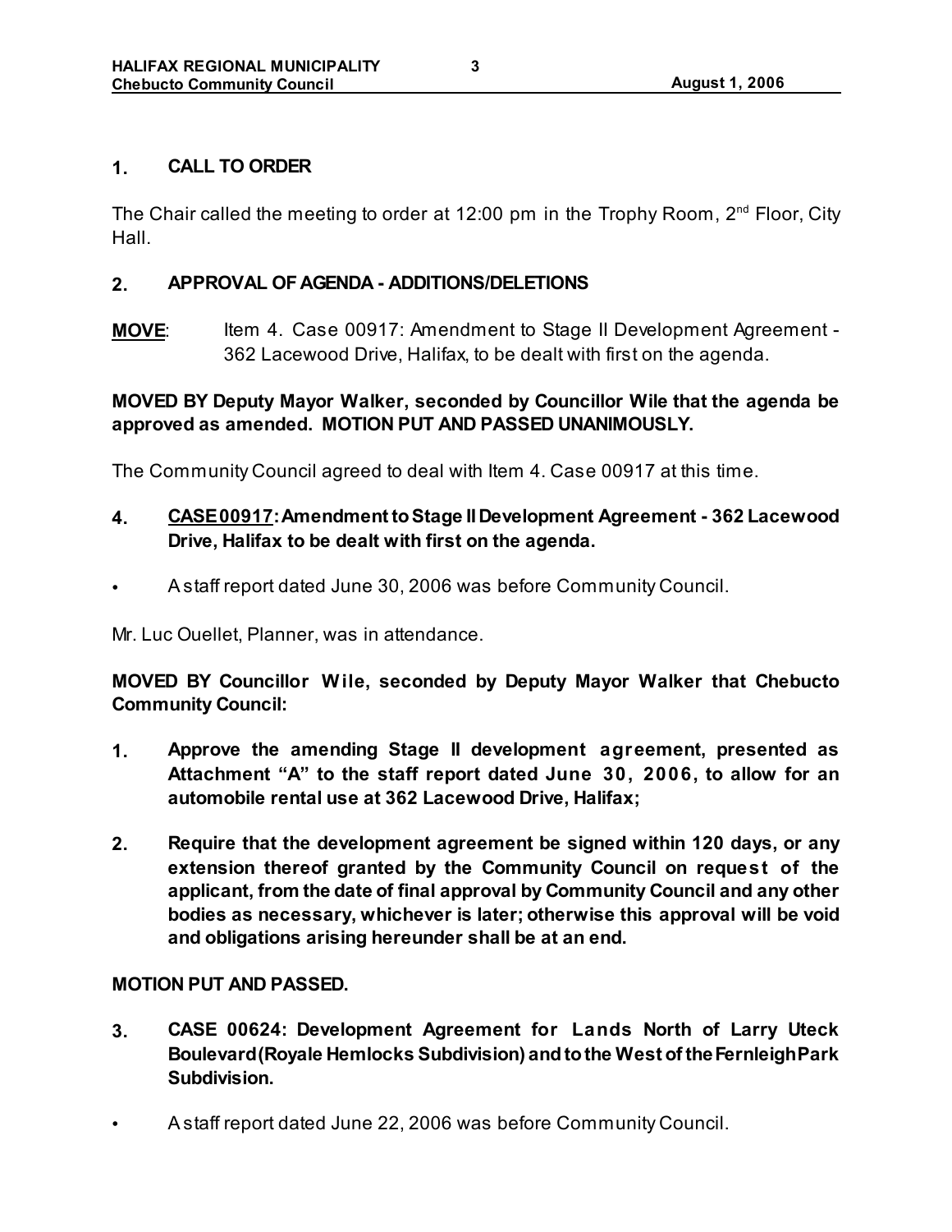## 1. CALL TO ORDER

The Chair called the meeting to order at 12:00 pm in the Trophy Room, 2nd Floor, City Hall.

## 2. APPROVAL OF AGENDA - ADDITIONS/DELETIONS

**MOVE**: Item 4. Case 00917: Amendment to Stage II Development Agreement - 362 Lacewood Drive, Halifax, to be dealt with first on the agenda.

**MOVED BY Deputy Mayor Walker, seconded by Councillor Wile that the agenda be approved as amended. MOTION PUT AND PASSED UNANIMOUSLY.**

The Community Council agreed to deal with Item 4. Case 00917 at this time.

## 4. CASE 00917: Amendment to Stage II Development Agreement - 362 Lacewood Drive, Halifax to be dealt with first on the agenda.

- A staff report dated June 30, 2006 was before Community Council.

Mr. Luc Ouellet, Planner, was in attendance.

**MOVED BY Councillor Wile, seconded by Deputy Mayor Walker that Chebucto Community Council:**

1. **Approve the amending Stage II development agreement, presented as Attachment "A" to the staff report dated June 30, 2006, to allow for an automobile rental use at 362 Lacewood Drive, Halifax;**
2. **Require that the development agreement be signed within 120 days, or any extension thereof granted by the Community Council on request of the applicant, from the date of final approval by Community Council and any other bodies as necessary, whichever is later; otherwise this approval will be void and obligations arising hereunder shall be at an end.**

**MOTION PUT AND PASSED.**

## 3. CASE 00624: Development Agreement for Lands North of Larry Uteck Boulevard (Royale Hemlocks Subdivision) and to the West of the Fernleigh Park Subdivision.

- A staff report dated June 22, 2006 was before Community Council.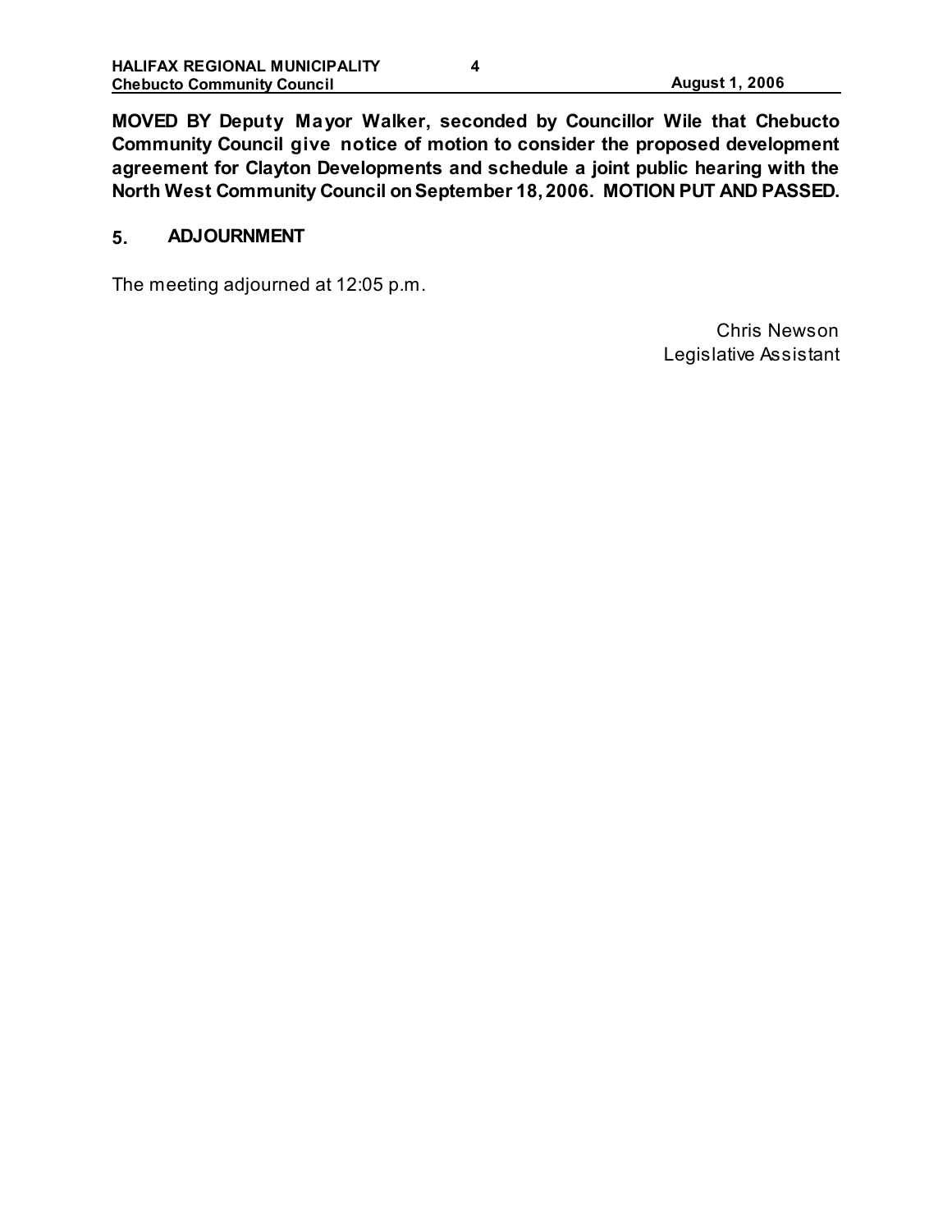**MOVED BY Deputy Mayor Walker, seconded by Councillor Wile that Chebucto Community Council give notice of motion to consider the proposed development agreement for Clayton Developments and schedule a joint public hearing with the North West Community Council on September 18, 2006. MOTION PUT AND PASSED.**

## 5. ADJOURNMENT

The meeting adjourned at 12:05 p.m.

Chris Newson
Legislative Assistant